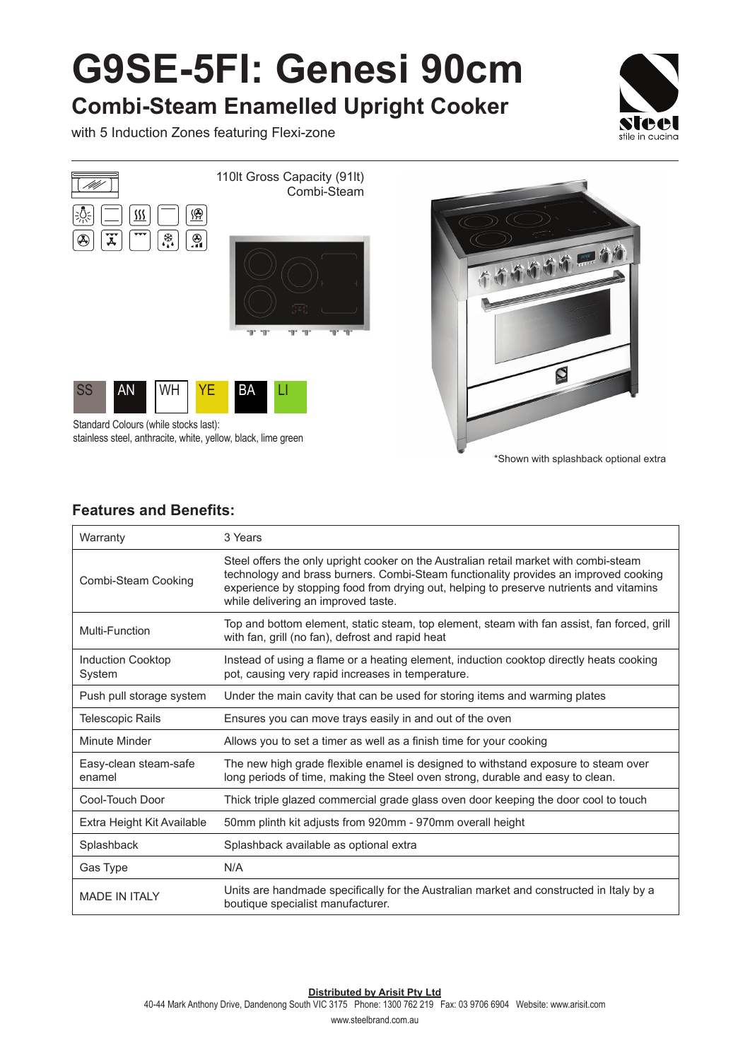# G9SE-5FI: Genesi 90cm

## Combi-Steam Enamelled Upright Cooker

with 5 Induction Zones featuring Flexi-zone

110lt Gross Capacity (91lt)
Combi-Steam

SS | AN | WH | YE | BA | LI

Standard Colours (while stocks last):
stainless steel, anthracite, white, yellow, black, lime green

*Shown with splashback optional extra

### Features and Benefits:

| | |
|---|---|
| Warranty | 3 Years |
| Combi-Steam Cooking | Steel offers the only upright cooker on the Australian retail market with combi-steam technology and brass burners. Combi-Steam functionality provides an improved cooking experience by stopping food from drying out, helping to preserve nutrients and vitamins while delivering an improved taste. |
| Multi-Function | Top and bottom element, static steam, top element, steam with fan assist, fan forced, grill with fan, grill (no fan), defrost and rapid heat |
| Induction Cooktop System | Instead of using a flame or a heating element, induction cooktop directly heats cooking pot, causing very rapid increases in temperature. |
| Push pull storage system | Under the main cavity that can be used for storing items and warming plates |
| Telescopic Rails | Ensures you can move trays easily in and out of the oven |
| Minute Minder | Allows you to set a timer as well as a finish time for your cooking |
| Easy-clean steam-safe enamel | The new high grade flexible enamel is designed to withstand exposure to steam over long periods of time, making the Steel oven strong, durable and easy to clean. |
| Cool-Touch Door | Thick triple glazed commercial grade glass oven door keeping the door cool to touch |
| Extra Height Kit Available | 50mm plinth kit adjusts from 920mm - 970mm overall height |
| Splashback | Splashback available as optional extra |
| Gas Type | N/A |
| MADE IN ITALY | Units are handmade specifically for the Australian market and constructed in Italy by a boutique specialist manufacturer. |

**Distributed by Arisit Pty Ltd**
40-44 Mark Anthony Drive, Dandenong South VIC 3175 Phone: 1300 762 219 Fax: 03 9706 6904 Website: www.arisit.com
www.steelbrand.com.au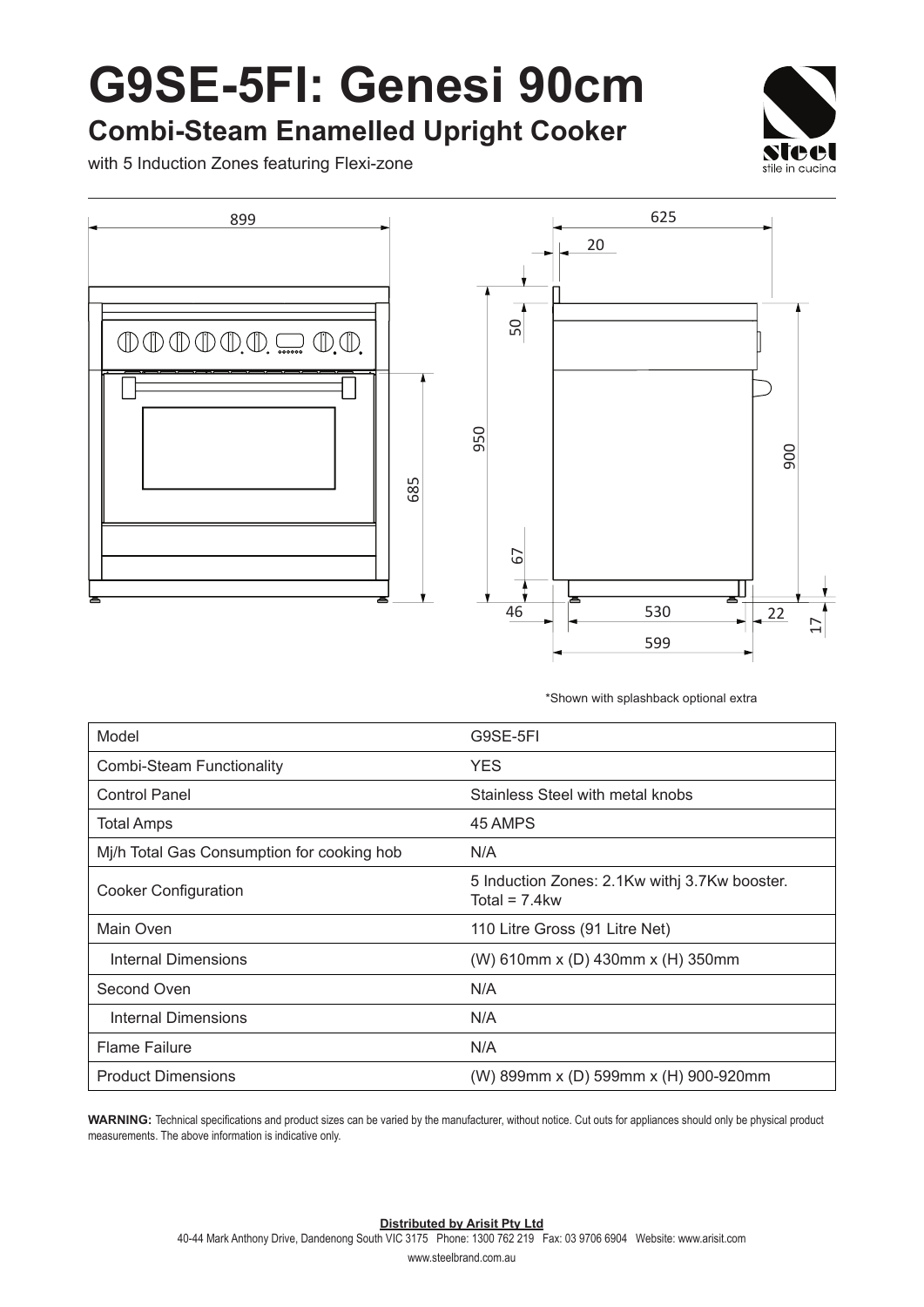# G9SE-5FI: Genesi 90cm

## Combi-Steam Enamelled Upright Cooker

with 5 Induction Zones featuring Flexi-zone

899

685

625

20

50

950

900

67

46

530

22

17

599

*Shown with splashback optional extra

| | |
|---|---|
| Model | G9SE-5FI |
| Combi-Steam Functionality | YES |
| Control Panel | Stainless Steel with metal knobs |
| Total Amps | 45 AMPS |
| Mj/h Total Gas Consumption for cooking hob | N/A |
| Cooker Configuration | 5 Induction Zones: 2.1Kw withj 3.7Kw booster. Total = 7.4kw |
| Main Oven | 110 Litre Gross (91 Litre Net) |
| Internal Dimensions | (W) 610mm x (D) 430mm x (H) 350mm |
| Second Oven | N/A |
| Internal Dimensions | N/A |
| Flame Failure | N/A |
| Product Dimensions | (W) 899mm x (D) 599mm x (H) 900-920mm |

**WARNING:** Technical specifications and product sizes can be varied by the manufacturer, without notice. Cut outs for appliances should only be physical product measurements. The above information is indicative only.

**Distributed by Arisit Pty Ltd**

40-44 Mark Anthony Drive, Dandenong South VIC 3175 Phone: 1300 762 219 Fax: 03 9706 6904 Website: www.arisit.com

www.steelbrand.com.au